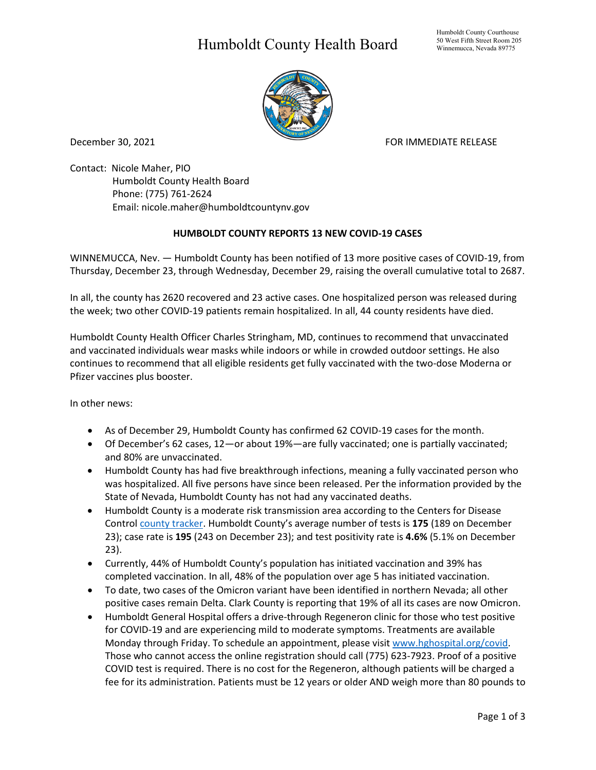# Humboldt County Health Board

Humboldt County Courthouse
50 West Fifth Street Room 205
Winnemucca, Nevada 89775

December 30, 2021 FOR IMMEDIATE RELEASE

Contact: Nicole Maher, PIO
Humboldt County Health Board
Phone: (775) 761-2624
Email: nicole.maher@humboldtcountynv.gov

**HUMBOLDT COUNTY REPORTS 13 NEW COVID-19 CASES**

WINNEMUCCA, Nev. — Humboldt County has been notified of 13 more positive cases of COVID-19, from Thursday, December 23, through Wednesday, December 29, raising the overall cumulative total to 2687.

In all, the county has 2620 recovered and 23 active cases. One hospitalized person was released during the week; two other COVID-19 patients remain hospitalized. In all, 44 county residents have died.

Humboldt County Health Officer Charles Stringham, MD, continues to recommend that unvaccinated and vaccinated individuals wear masks while indoors or while in crowded outdoor settings. He also continues to recommend that all eligible residents get fully vaccinated with the two-dose Moderna or Pfizer vaccines plus booster.

In other news:

- As of December 29, Humboldt County has confirmed 62 COVID-19 cases for the month.
- Of December's 62 cases, 12—or about 19%—are fully vaccinated; one is partially vaccinated; and 80% are unvaccinated.
- Humboldt County has had five breakthrough infections, meaning a fully vaccinated person who was hospitalized. All five persons have since been released. Per the information provided by the State of Nevada, Humboldt County has not had any vaccinated deaths.
- Humboldt County is a moderate risk transmission area according to the Centers for Disease Control county tracker. Humboldt County's average number of tests is **175** (189 on December 23); case rate is **195** (243 on December 23); and test positivity rate is **4.6%** (5.1% on December 23).
- Currently, 44% of Humboldt County's population has initiated vaccination and 39% has completed vaccination. In all, 48% of the population over age 5 has initiated vaccination.
- To date, two cases of the Omicron variant have been identified in northern Nevada; all other positive cases remain Delta. Clark County is reporting that 19% of all its cases are now Omicron.
- Humboldt General Hospital offers a drive-through Regeneron clinic for those who test positive for COVID-19 and are experiencing mild to moderate symptoms. Treatments are available Monday through Friday. To schedule an appointment, please visit www.hghospital.org/covid. Those who cannot access the online registration should call (775) 623-7923. Proof of a positive COVID test is required. There is no cost for the Regeneron, although patients will be charged a fee for its administration. Patients must be 12 years or older AND weigh more than 80 pounds to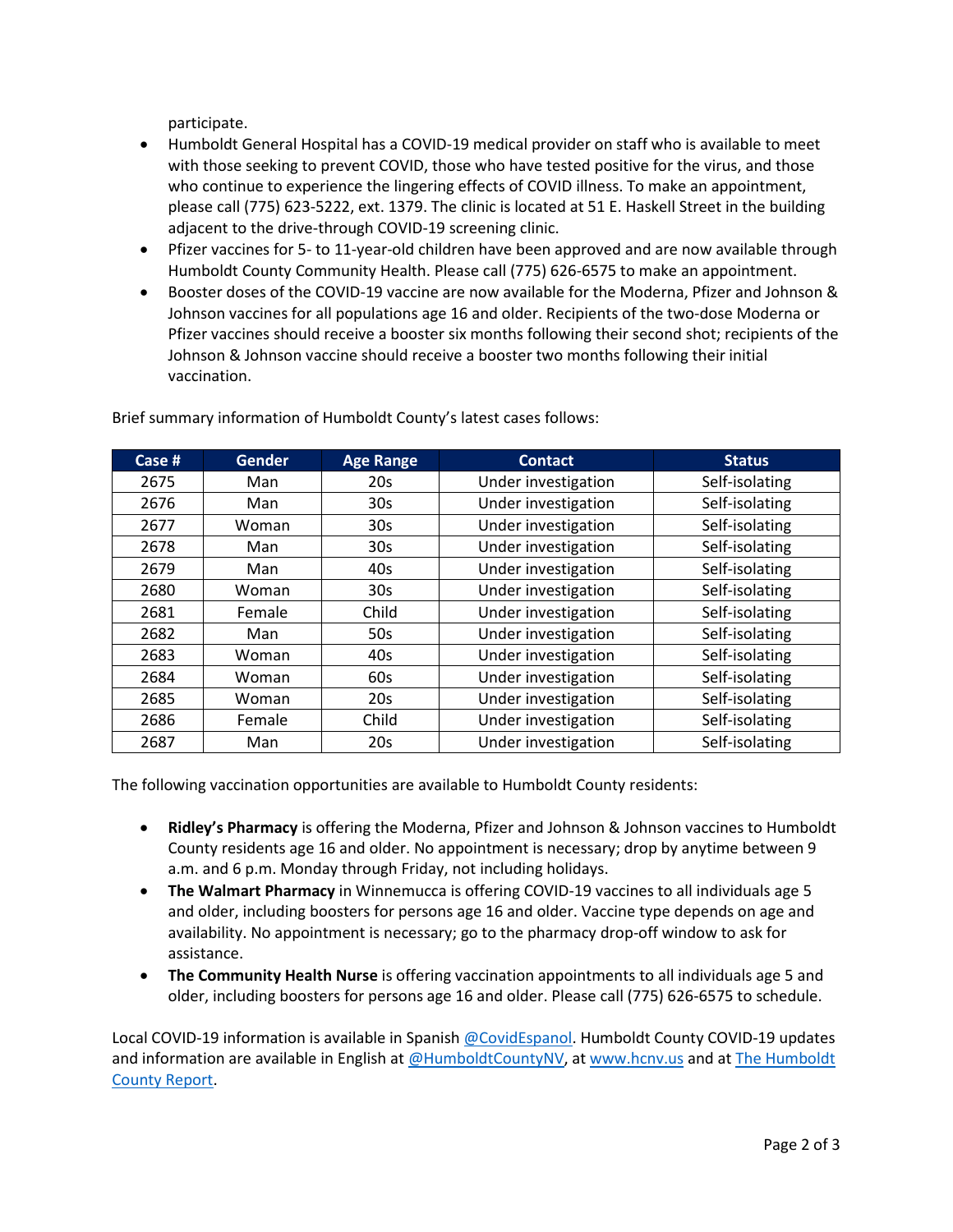participate.

- Humboldt General Hospital has a COVID-19 medical provider on staff who is available to meet with those seeking to prevent COVID, those who have tested positive for the virus, and those who continue to experience the lingering effects of COVID illness. To make an appointment, please call (775) 623-5222, ext. 1379. The clinic is located at 51 E. Haskell Street in the building adjacent to the drive-through COVID-19 screening clinic.
- Pfizer vaccines for 5- to 11-year-old children have been approved and are now available through Humboldt County Community Health. Please call (775) 626-6575 to make an appointment.
- Booster doses of the COVID-19 vaccine are now available for the Moderna, Pfizer and Johnson & Johnson vaccines for all populations age 16 and older. Recipients of the two-dose Moderna or Pfizer vaccines should receive a booster six months following their second shot; recipients of the Johnson & Johnson vaccine should receive a booster two months following their initial vaccination.

Brief summary information of Humboldt County's latest cases follows:

| Case # | Gender | Age Range | Contact | Status |
|---|---|---|---|---|
| 2675 | Man | 20s | Under investigation | Self-isolating |
| 2676 | Man | 30s | Under investigation | Self-isolating |
| 2677 | Woman | 30s | Under investigation | Self-isolating |
| 2678 | Man | 30s | Under investigation | Self-isolating |
| 2679 | Man | 40s | Under investigation | Self-isolating |
| 2680 | Woman | 30s | Under investigation | Self-isolating |
| 2681 | Female | Child | Under investigation | Self-isolating |
| 2682 | Man | 50s | Under investigation | Self-isolating |
| 2683 | Woman | 40s | Under investigation | Self-isolating |
| 2684 | Woman | 60s | Under investigation | Self-isolating |
| 2685 | Woman | 20s | Under investigation | Self-isolating |
| 2686 | Female | Child | Under investigation | Self-isolating |
| 2687 | Man | 20s | Under investigation | Self-isolating |

The following vaccination opportunities are available to Humboldt County residents:

- **Ridley's Pharmacy** is offering the Moderna, Pfizer and Johnson & Johnson vaccines to Humboldt County residents age 16 and older. No appointment is necessary; drop by anytime between 9 a.m. and 6 p.m. Monday through Friday, not including holidays.
- **The Walmart Pharmacy** in Winnemucca is offering COVID-19 vaccines to all individuals age 5 and older, including boosters for persons age 16 and older. Vaccine type depends on age and availability. No appointment is necessary; go to the pharmacy drop-off window to ask for assistance.
- **The Community Health Nurse** is offering vaccination appointments to all individuals age 5 and older, including boosters for persons age 16 and older. Please call (775) 626-6575 to schedule.

Local COVID-19 information is available in Spanish @CovidEspanol. Humboldt County COVID-19 updates and information are available in English at @HumboldtCountyNV, at www.hcnv.us and at The Humboldt County Report.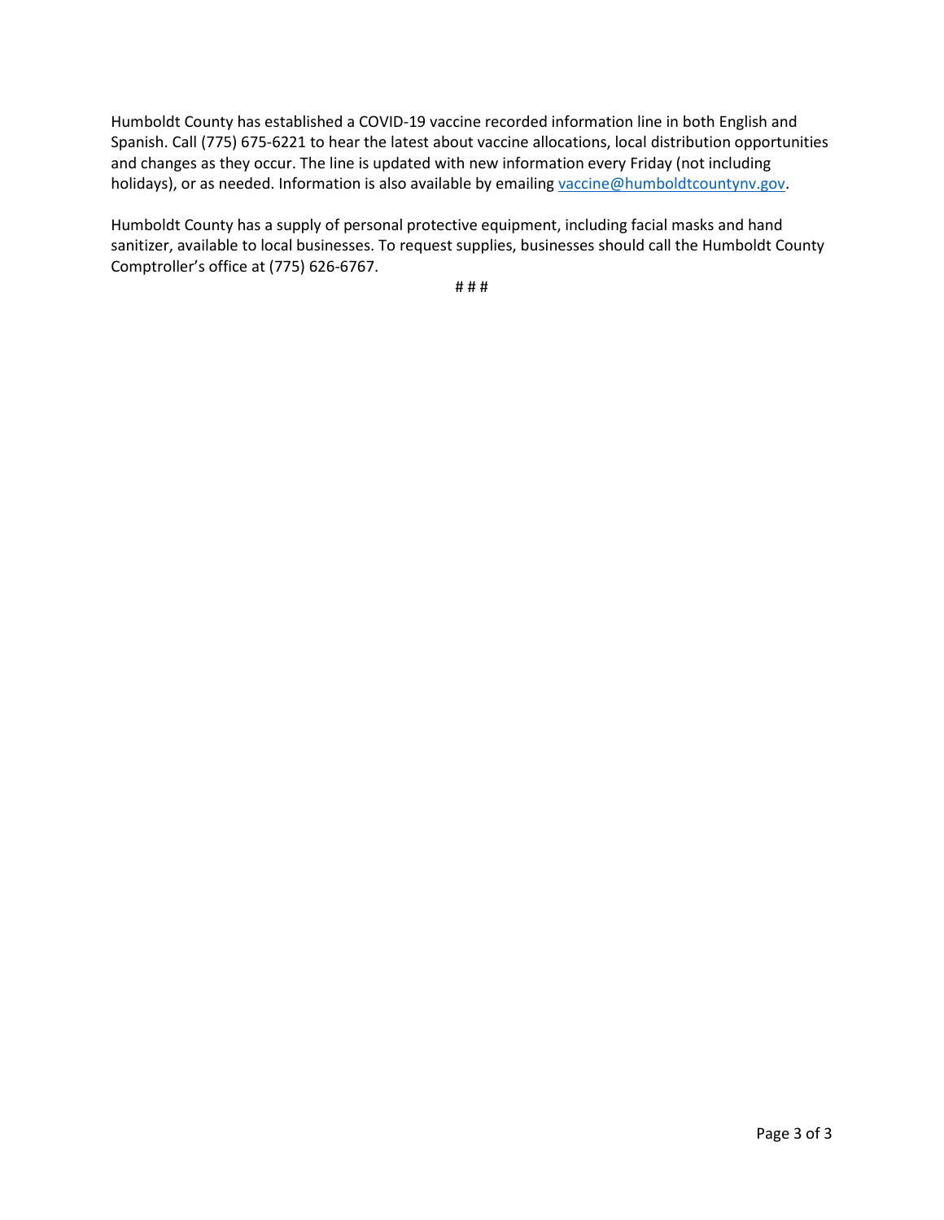Humboldt County has established a COVID-19 vaccine recorded information line in both English and Spanish. Call (775) 675-6221 to hear the latest about vaccine allocations, local distribution opportunities and changes as they occur. The line is updated with new information every Friday (not including holidays), or as needed. Information is also available by emailing vaccine@humboldtcountynv.gov.

Humboldt County has a supply of personal protective equipment, including facial masks and hand sanitizer, available to local businesses. To request supplies, businesses should call the Humboldt County Comptroller's office at (775) 626-6767.

# # #